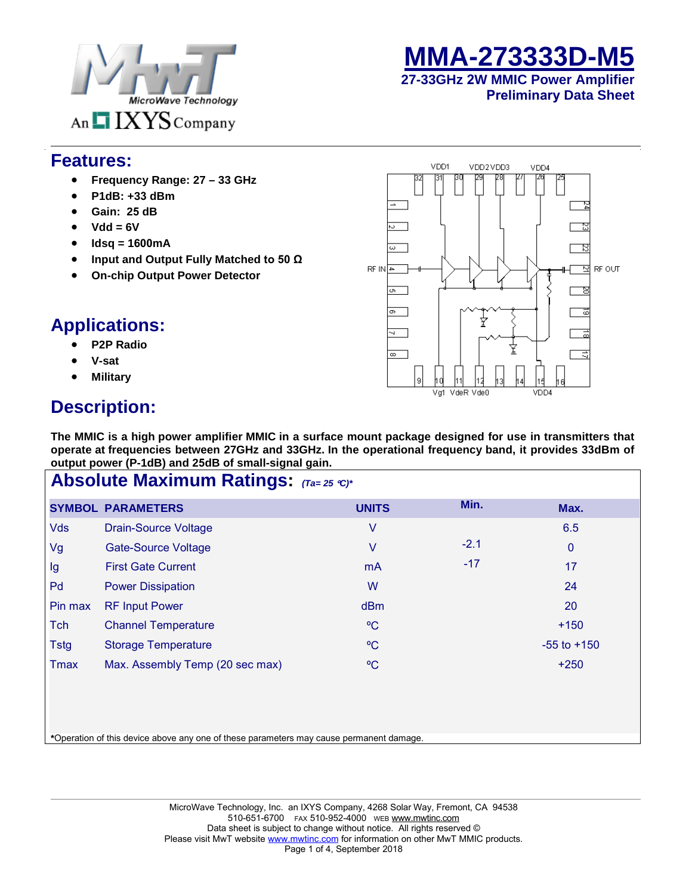# MMA-273333D-M5

## 27-33GHz 2W MMIC Power Amplifier
## Preliminary Data Sheet

## Features:

- **Frequency Range: 27 – 33 GHz**
- **P1dB: +33 dBm**
- **Gain: 25 dB**
- **Vdd = 6V**
- **Idsq = 1600mA**
- **Input and Output Fully Matched to 50 Ω**
- **On-chip Output Power Detector**

## Applications:

- **P2P Radio**
- **V-sat**
- **Military**

## Description:

**The MMIC is a high power amplifier MMIC in a surface mount package designed for use in transmitters that operate at frequencies between 27GHz and 33GHz. In the operational frequency band, it provides 33dBm of output power (P-1dB) and 25dB of small-signal gain.**

## Absolute Maximum Ratings: *(Ta= 25 ℃)**

| SYMBOL | PARAMETERS | UNITS | Min. | Max. |
|---|---|---|---|---|
| Vds | Drain-Source Voltage | V | | 6.5 |
| Vg | Gate-Source Voltage | V | -2.1 | 0 |
| Ig | First Gate Current | mA | -17 | 17 |
| Pd | Power Dissipation | W | | 24 |
| Pin max | RF Input Power | dBm | | 20 |
| Tch | Channel Temperature | ºC | | +150 |
| Tstg | Storage Temperature | ºC | | -55 to +150 |
| Tmax | Max. Assembly Temp (20 sec max) | ºC | | +250 |

***Operation of this device above any one of these parameters may cause permanent damage.**

MicroWave Technology, Inc. an IXYS Company, 4268 Solar Way, Fremont, CA 94538
510-651-6700 FAX 510-952-4000 WEB www.mwtinc.com
Data sheet is subject to change without notice. All rights reserved ©
Please visit MwT website www.mwtinc.com for information on other MwT MMIC products.
September 2018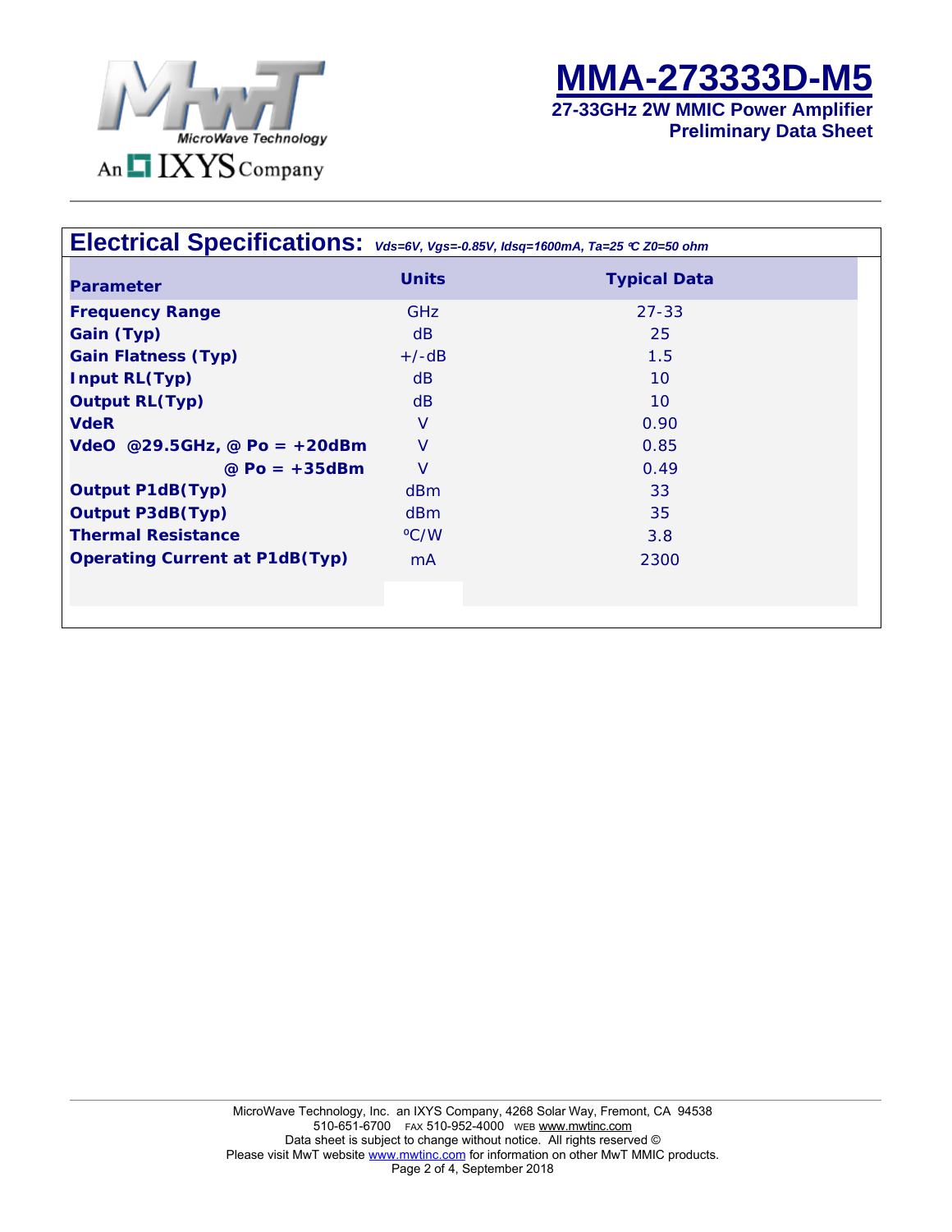# MMA-273333D-M5

**27-33GHz 2W MMIC Power Amplifier**
**Preliminary Data Sheet**

## Electrical Specifications: *Vds=6V, Vgs=-0.85V, Idsq=1600mA, Ta=25 ℃ Z0=50 ohm*

| Parameter | Units | Typical Data |
|---|---|---|
| **Frequency Range** | GHz | 27-33 |
| **Gain (Typ)** | dB | 25 |
| **Gain Flatness (Typ)** | +/-dB | 1.5 |
| **Input RL(Typ)** | dB | 10 |
| **Output RL(Typ)** | dB | 10 |
| **VdeR** | V | 0.90 |
| **VdeO @29.5GHz, @ Po = +20dBm** | V | 0.85 |
| **@ Po = +35dBm** | V | 0.49 |
| **Output P1dB(Typ)** | dBm | 33 |
| **Output P3dB(Typ)** | dBm | 35 |
| **Thermal Resistance** | ºC/W | 3.8 |
| **Operating Current at P1dB(Typ)** | mA | 2300 |

MicroWave Technology, Inc. an IXYS Company, 4268 Solar Way, Fremont, CA 94538
510-651-6700 FAX 510-952-4000 WEB www.mwtinc.com
Data sheet is subject to change without notice. All rights reserved ©
Please visit MwT website www.mwtinc.com for information on other MwT MMIC products.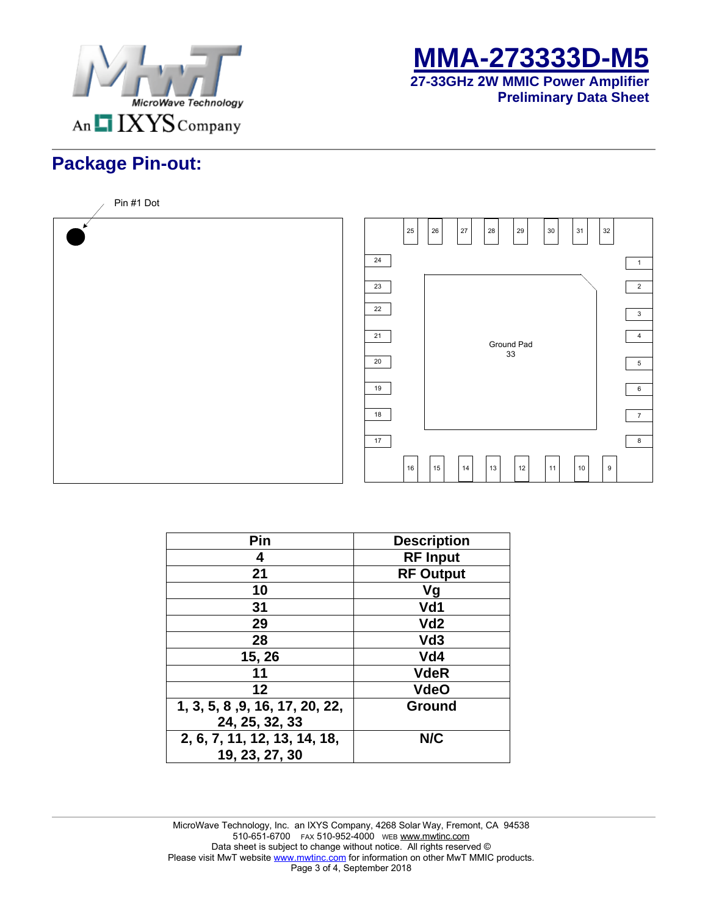# MMA-273333D-M5

**27-33GHz 2W MMIC Power Amplifier**
**Preliminary Data Sheet**

## Package Pin-out:

Pin #1 Dot

Ground Pad
33

| Pin | Description |
|---|---|
| 4 | RF Input |
| 21 | RF Output |
| 10 | Vg |
| 31 | Vd1 |
| 29 | Vd2 |
| 28 | Vd3 |
| 15, 26 | Vd4 |
| 11 | VdeR |
| 12 | VdeO |
| 1, 3, 5, 8 ,9, 16, 17, 20, 22, 24, 25, 32, 33 | Ground |
| 2, 6, 7, 11, 12, 13, 14, 18, 19, 23, 27, 30 | N/C |

MicroWave Technology, Inc. an IXYS Company, 4268 Solar Way, Fremont, CA 94538
510-651-6700 FAX 510-952-4000 WEB www.mwtinc.com
Data sheet is subject to change without notice. All rights reserved ©
Please visit MwT website www.mwtinc.com for information on other MwT MMIC products.
September 2018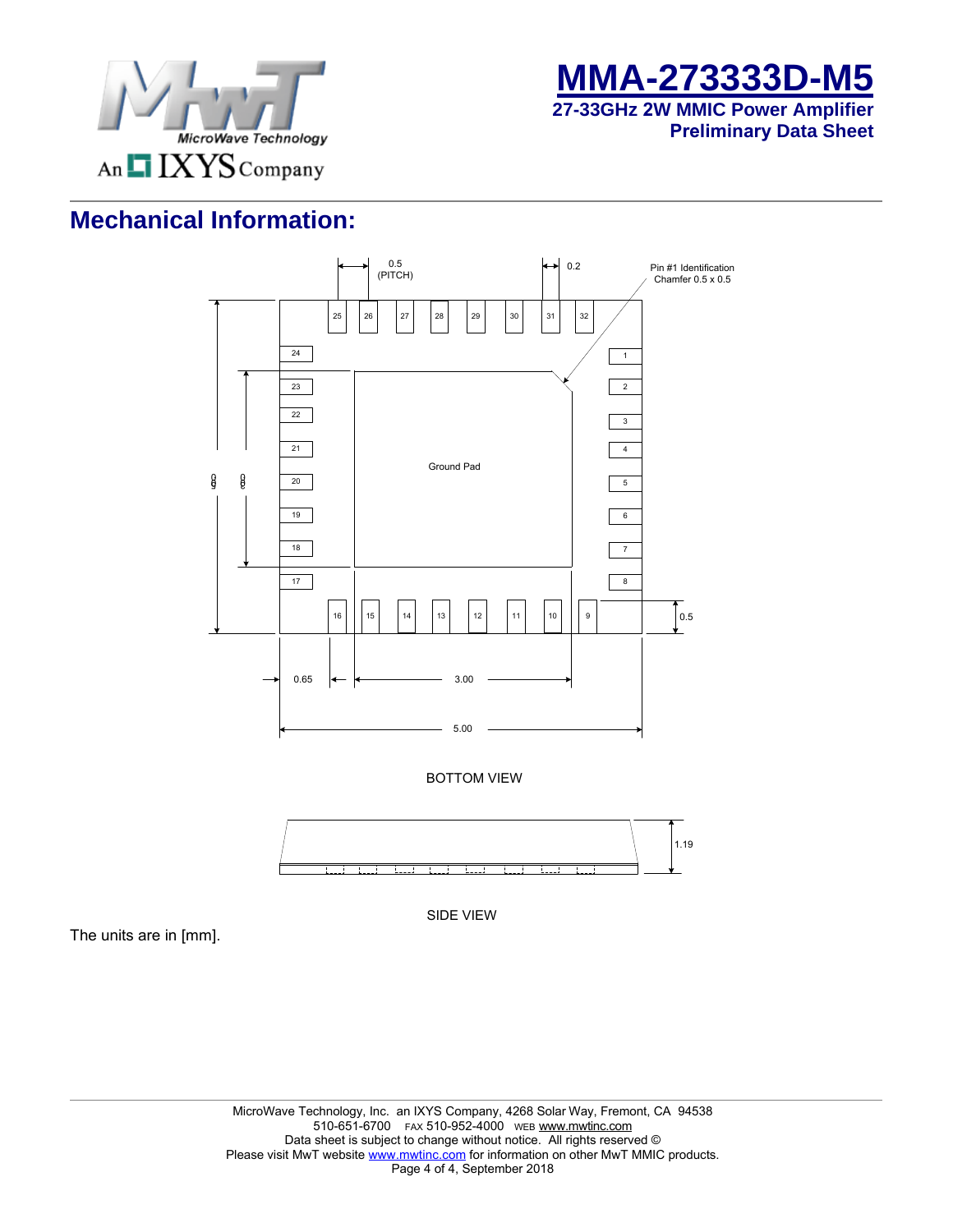# Mechanical Information:

0.5
(PITCH)

0.2

Pin #1 Identification
Chamfer 0.5 x 0.5

25 26 27 28 29 30 31 32

24 23 22 21 20 19 18 17

1 2 3 4 5 6 7 8

16 15 14 13 12 11 10 9

Ground Pad

0.5

0.65

3.00

5.00

BOTTOM VIEW

1.19

SIDE VIEW

The units are in [mm].

MicroWave Technology, Inc. an IXYS Company, 4268 Solar Way, Fremont, CA 94538
510-651-6700 FAX 510-952-4000 WEB www.mwtinc.com
Data sheet is subject to change without notice. All rights reserved ©
Please visit MwT website www.mwtinc.com for information on other MwT MMIC products.